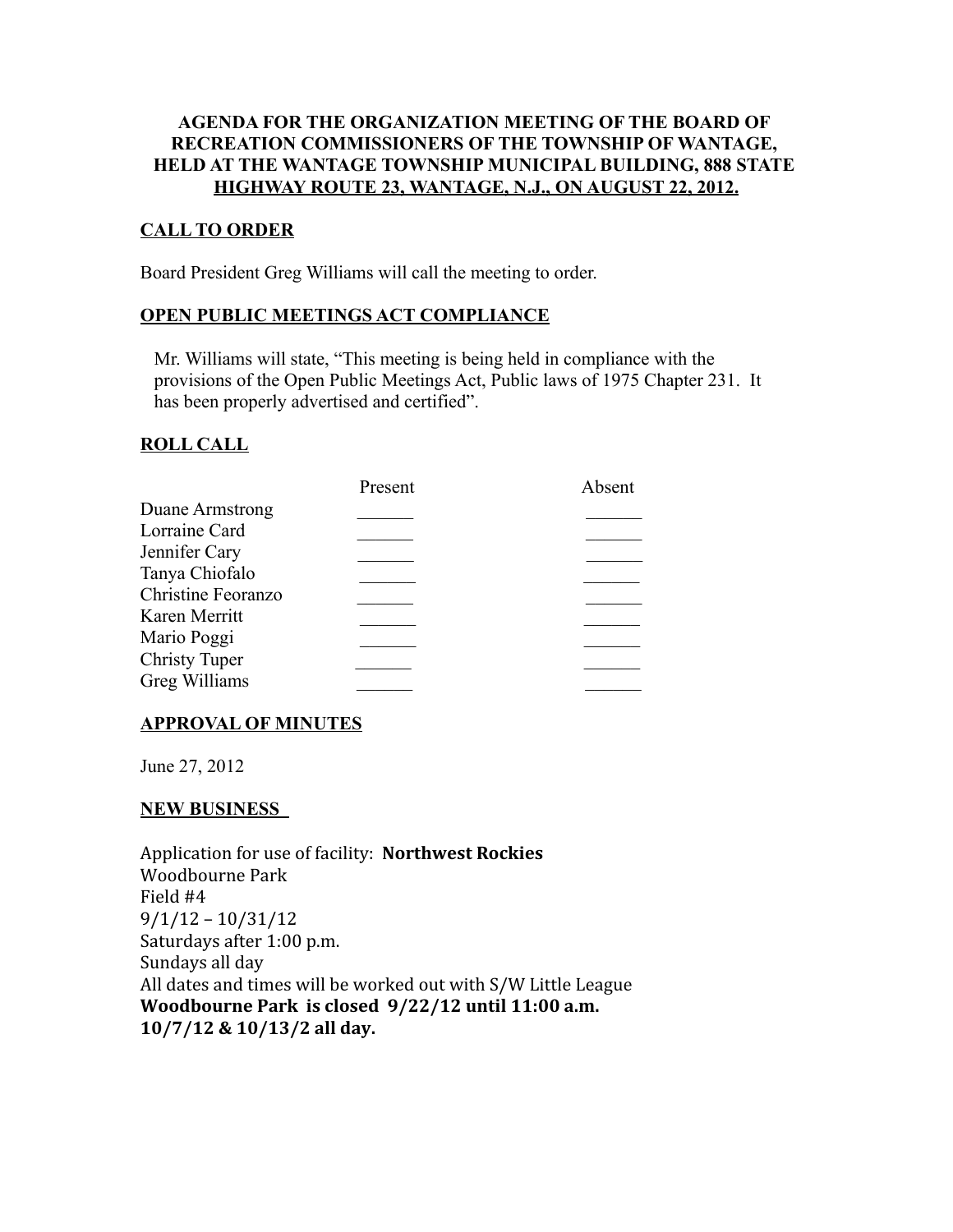**AGENDA FOR THE ORGANIZATION MEETING OF THE BOARD OF RECREATION COMMISSIONERS OF THE TOWNSHIP OF WANTAGE, HELD AT THE WANTAGE TOWNSHIP MUNICIPAL BUILDING, 888 STATE HIGHWAY ROUTE 23, WANTAGE, N.J., ON AUGUST 22, 2012.**

## CALL TO ORDER

Board President Greg Williams will call the meeting to order.

## OPEN PUBLIC MEETINGS ACT COMPLIANCE

Mr. Williams will state, "This meeting is being held in compliance with the provisions of the Open Public Meetings Act, Public laws of 1975 Chapter 231. It has been properly advertised and certified".

## ROLL CALL

| | Present | Absent |
|---|---|---|
| Duane Armstrong | ______ | ______ |
| Lorraine Card | ______ | ______ |
| Jennifer Cary | ______ | ______ |
| Tanya Chiofalo | ______ | ______ |
| Christine Feoranzo | ______ | ______ |
| Karen Merritt | ______ | ______ |
| Mario Poggi | ______ | ______ |
| Christy Tuper | ______ | ______ |
| Greg Williams | ______ | ______ |

## APPROVAL OF MINUTES

June 27, 2012

## NEW BUSINESS

Application for use of facility: **Northwest Rockies**
Woodbourne Park
Field #4
9/1/12 – 10/31/12
Saturdays after 1:00 p.m.
Sundays all day
All dates and times will be worked out with S/W Little League
**Woodbourne Park is closed 9/22/12 until 11:00 a.m.**
**10/7/12 & 10/13/2 all day.**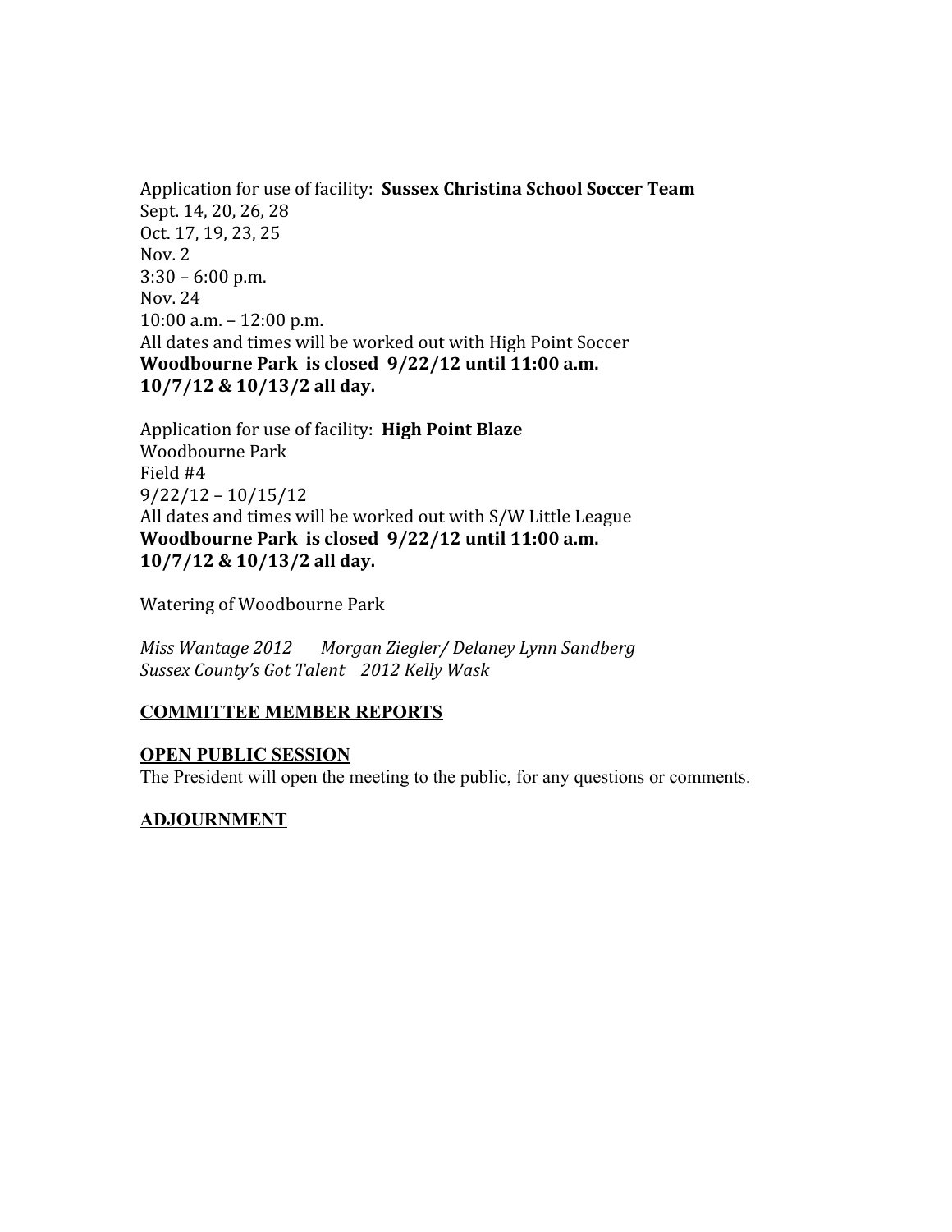Application for use of facility: **Sussex Christina School Soccer Team**
Sept. 14, 20, 26, 28
Oct. 17, 19, 23, 25
Nov. 2
3:30 – 6:00 p.m.
Nov. 24
10:00 a.m. – 12:00 p.m.
All dates and times will be worked out with High Point Soccer
**Woodbourne Park is closed 9/22/12 until 11:00 a.m.**
**10/7/12 & 10/13/2 all day.**

Application for use of facility: **High Point Blaze**
Woodbourne Park
Field #4
9/22/12 – 10/15/12
All dates and times will be worked out with S/W Little League
**Woodbourne Park is closed 9/22/12 until 11:00 a.m.**
**10/7/12 & 10/13/2 all day.**

Watering of Woodbourne Park

*Miss Wantage 2012 Morgan Ziegler/ Delaney Lynn Sandberg*
*Sussex County's Got Talent 2012 Kelly Wask*

## COMMITTEE MEMBER REPORTS

## OPEN PUBLIC SESSION

The President will open the meeting to the public, for any questions or comments.

## ADJOURNMENT